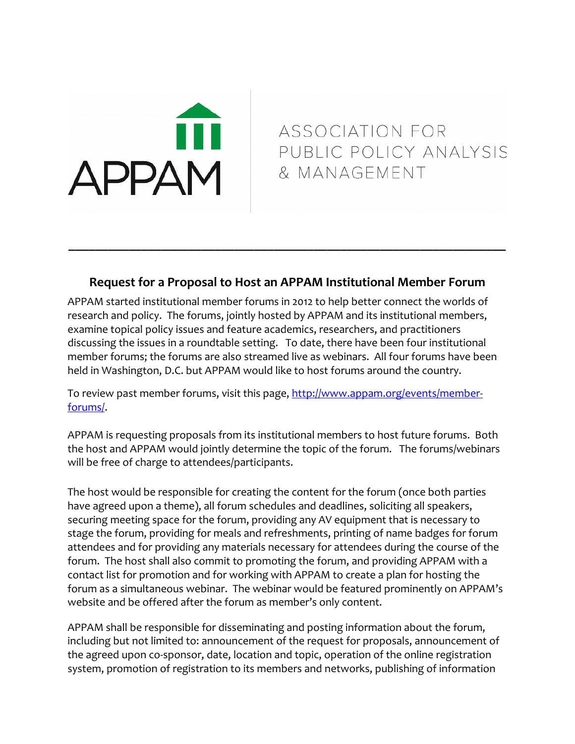APPAM

ASSOCIATION FOR PUBLIC POLICY ANALYSIS & MANAGEMENT

---

## Request for a Proposal to Host an APPAM Institutional Member Forum

APPAM started institutional member forums in 2012 to help better connect the worlds of research and policy. The forums, jointly hosted by APPAM and its institutional members, examine topical policy issues and feature academics, researchers, and practitioners discussing the issues in a roundtable setting. To date, there have been four institutional member forums; the forums are also streamed live as webinars. All four forums have been held in Washington, D.C. but APPAM would like to host forums around the country.

To review past member forums, visit this page, [http://www.appam.org/events/member-forums/](http://www.appam.org/events/member-forums/).

APPAM is requesting proposals from its institutional members to host future forums. Both the host and APPAM would jointly determine the topic of the forum. The forums/webinars will be free of charge to attendees/participants.

The host would be responsible for creating the content for the forum (once both parties have agreed upon a theme), all forum schedules and deadlines, soliciting all speakers, securing meeting space for the forum, providing any AV equipment that is necessary to stage the forum, providing for meals and refreshments, printing of name badges for forum attendees and for providing any materials necessary for attendees during the course of the forum. The host shall also commit to promoting the forum, and providing APPAM with a contact list for promotion and for working with APPAM to create a plan for hosting the forum as a simultaneous webinar. The webinar would be featured prominently on APPAM's website and be offered after the forum as member's only content.

APPAM shall be responsible for disseminating and posting information about the forum, including but not limited to: announcement of the request for proposals, announcement of the agreed upon co-sponsor, date, location and topic, operation of the online registration system, promotion of registration to its members and networks, publishing of information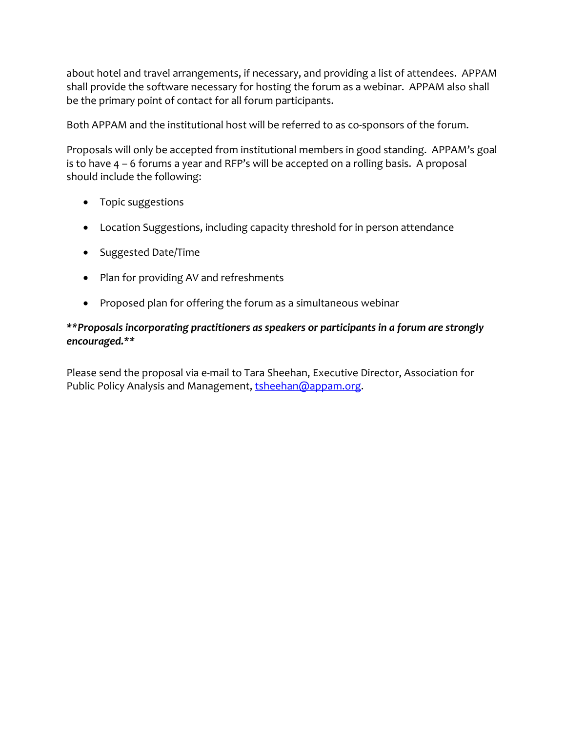about hotel and travel arrangements, if necessary, and providing a list of attendees. APPAM shall provide the software necessary for hosting the forum as a webinar. APPAM also shall be the primary point of contact for all forum participants.

Both APPAM and the institutional host will be referred to as co-sponsors of the forum.

Proposals will only be accepted from institutional members in good standing. APPAM's goal is to have 4 – 6 forums a year and RFP's will be accepted on a rolling basis. A proposal should include the following:

- Topic suggestions
- Location Suggestions, including capacity threshold for in person attendance
- Suggested Date/Time
- Plan for providing AV and refreshments
- Proposed plan for offering the forum as a simultaneous webinar

***Proposals incorporating practitioners as speakers or participants in a forum are strongly encouraged.***

Please send the proposal via e-mail to Tara Sheehan, Executive Director, Association for Public Policy Analysis and Management, tsheehan@appam.org.